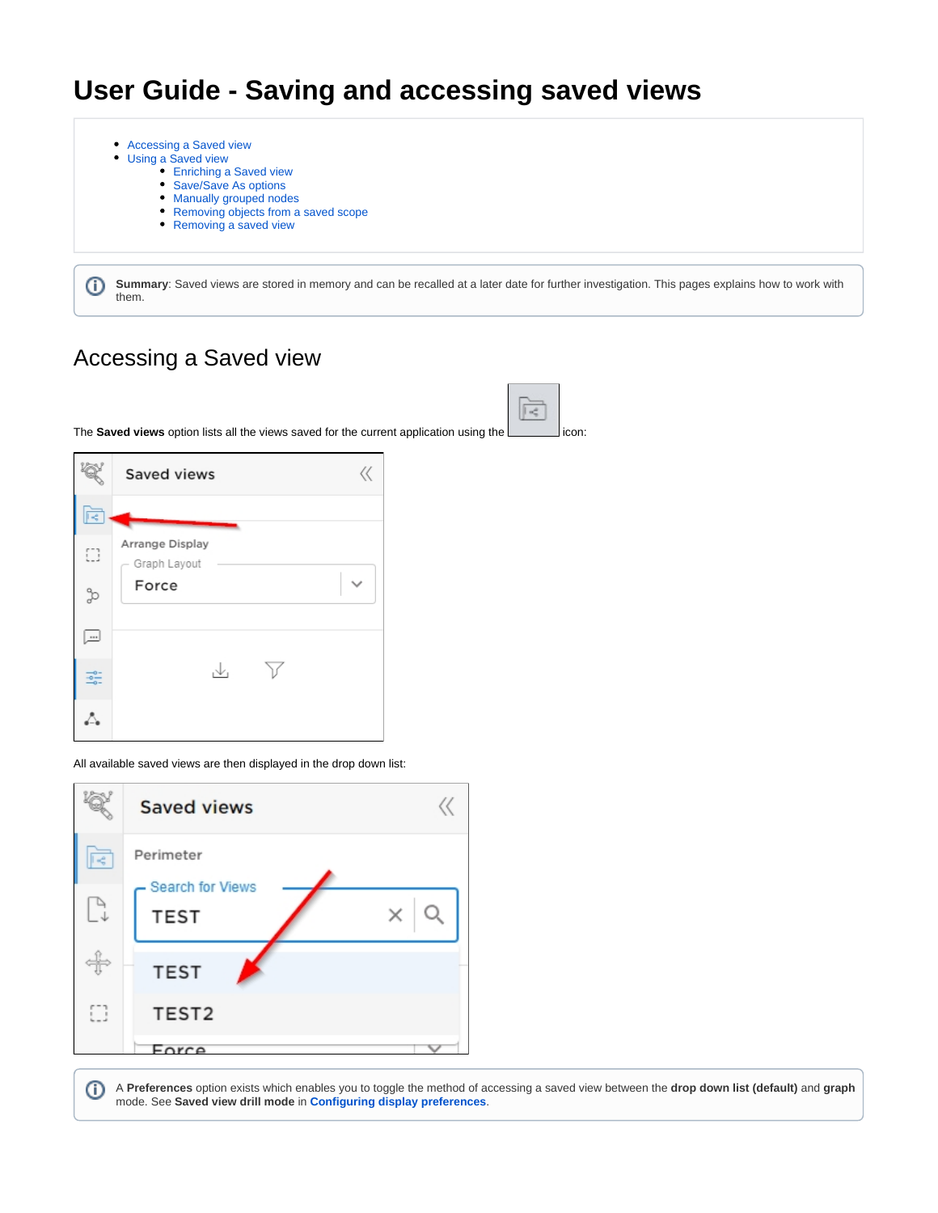# User Guide - Saving and accessing saved views

- Accessing a Saved view
- Using a Saved view
  - Enriching a Saved view
  - Save/Save As options
  - Manually grouped nodes
  - Removing objects from a saved scope
  - Removing a saved view

**Summary**: Saved views are stored in memory and can be recalled at a later date for further investigation. This pages explains how to work with them.

## Accessing a Saved view

The **Saved views** option lists all the views saved for the current application using the icon:

All available saved views are then displayed in the drop down list:

A **Preferences** option exists which enables you to toggle the method of accessing a saved view between the **drop down list (default)** and **graph** mode. See **Saved view drill mode** in **Configuring display preferences**.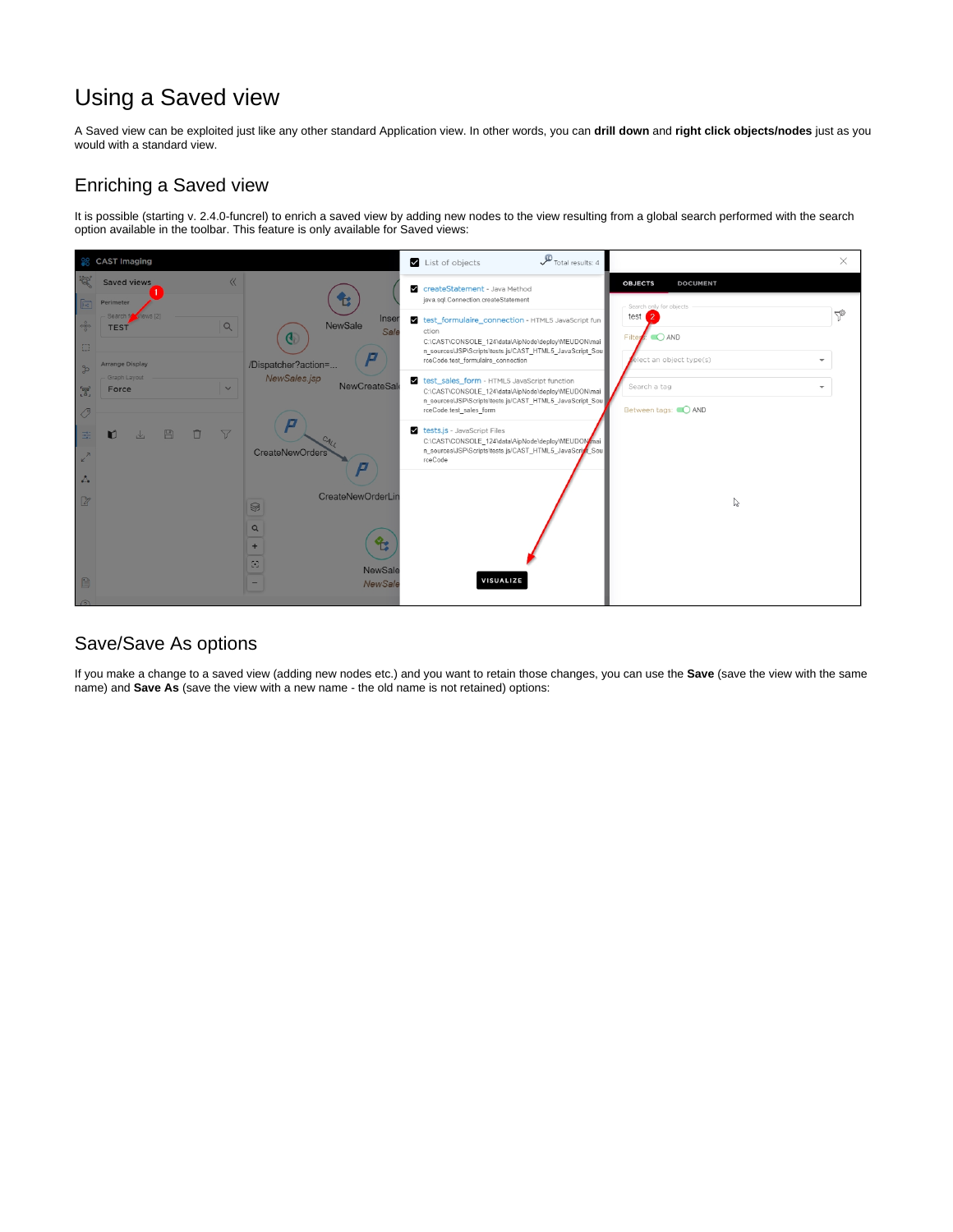# Using a Saved view

A Saved view can be exploited just like any other standard Application view. In other words, you can **drill down** and **right click objects/nodes** just as you would with a standard view.

## Enriching a Saved view

It is possible (starting v. 2.4.0-funcrel) to enrich a saved view by adding new nodes to the view resulting from a global search performed with the search option available in the toolbar. This feature is only available for Saved views:

## Save/Save As options

If you make a change to a saved view (adding new nodes etc.) and you want to retain those changes, you can use the **Save** (save the view with the same name) and **Save As** (save the view with a new name - the old name is not retained) options: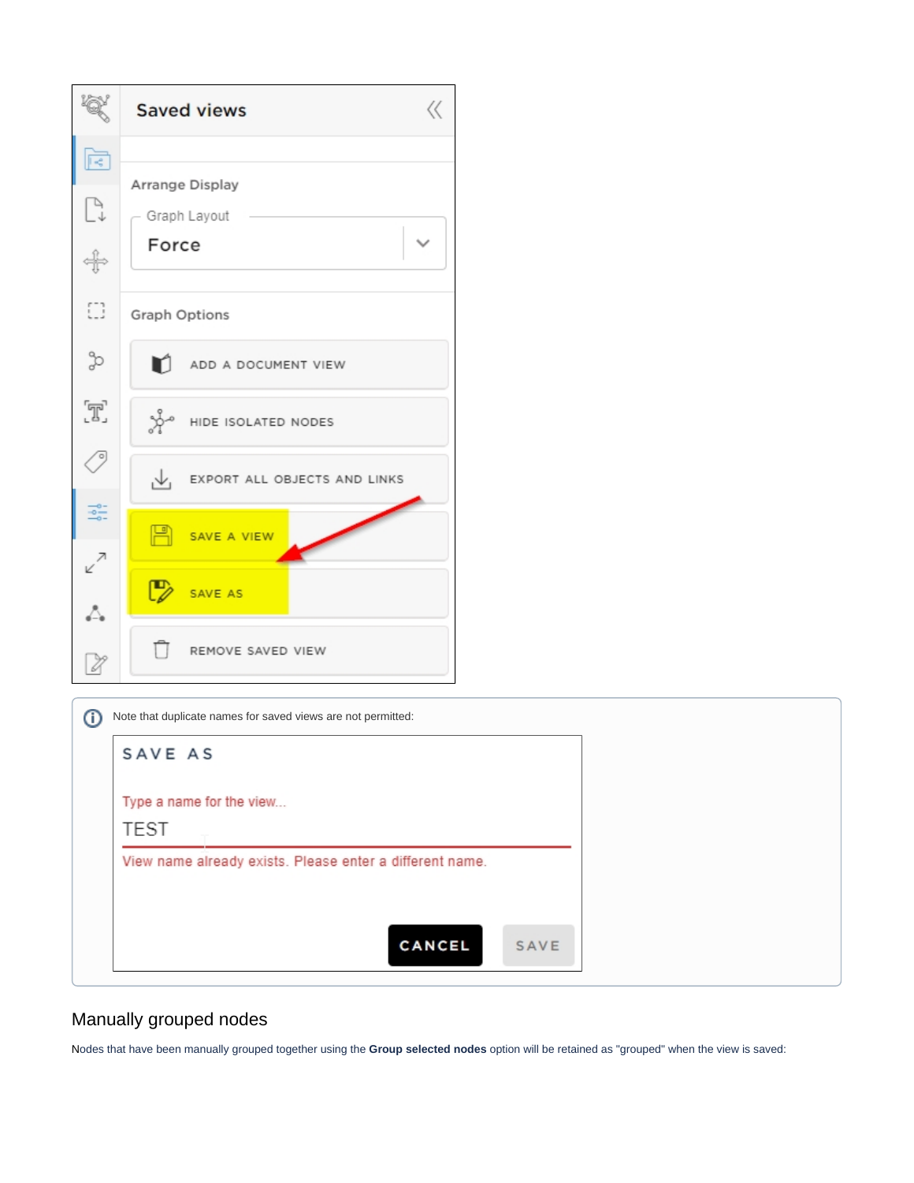Note that duplicate names for saved views are not permitted:

## Manually grouped nodes

Nodes that have been manually grouped together using the **Group selected nodes** option will be retained as "grouped" when the view is saved: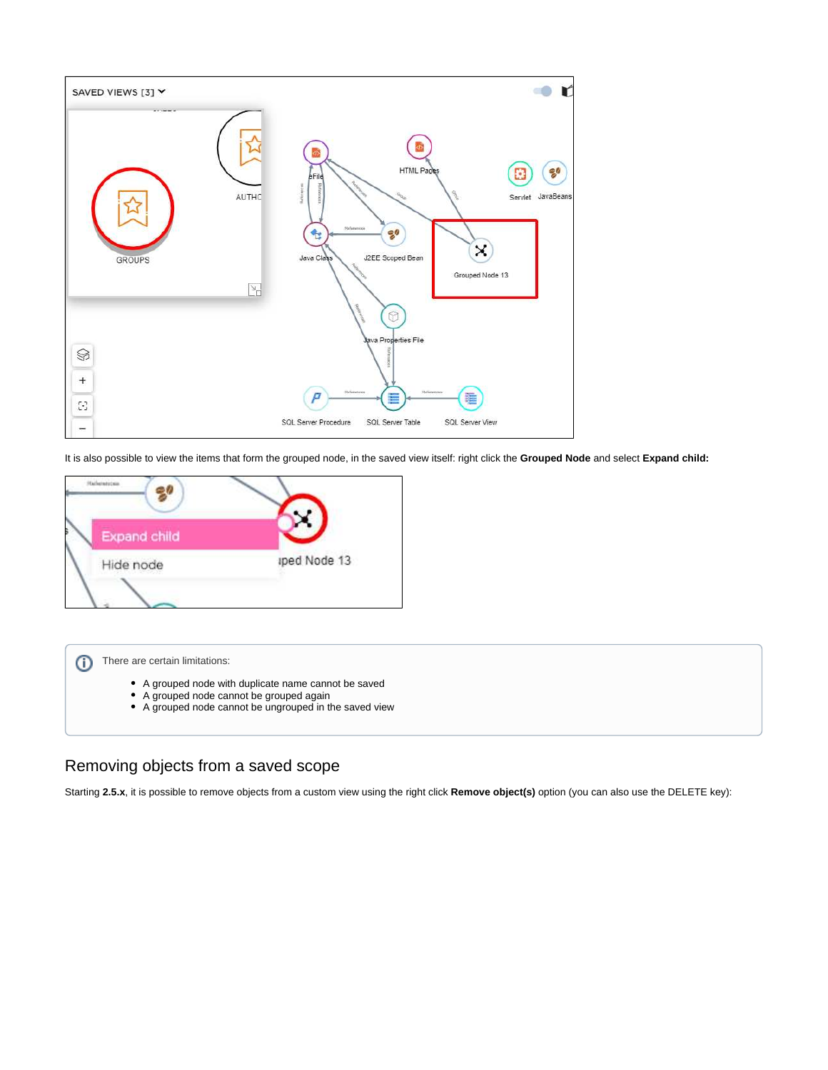It is also possible to view the items that form the grouped node, in the saved view itself: right click the **Grouped Node** and select **Expand child:**

There are certain limitations:

- A grouped node with duplicate name cannot be saved
- A grouped node cannot be grouped again
- A grouped node cannot be ungrouped in the saved view

## Removing objects from a saved scope

Starting **2.5.x**, it is possible to remove objects from a custom view using the right click **Remove object(s)** option (you can also use the DELETE key):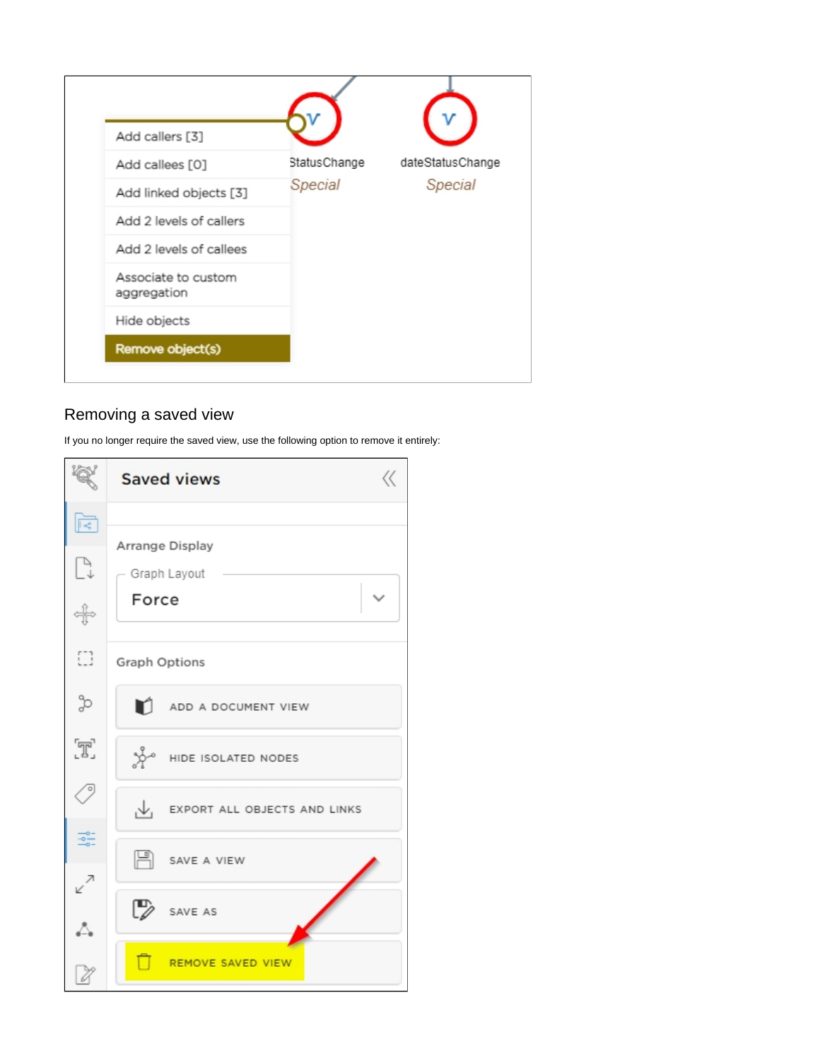## Removing a saved view

If you no longer require the saved view, use the following option to remove it entirely: